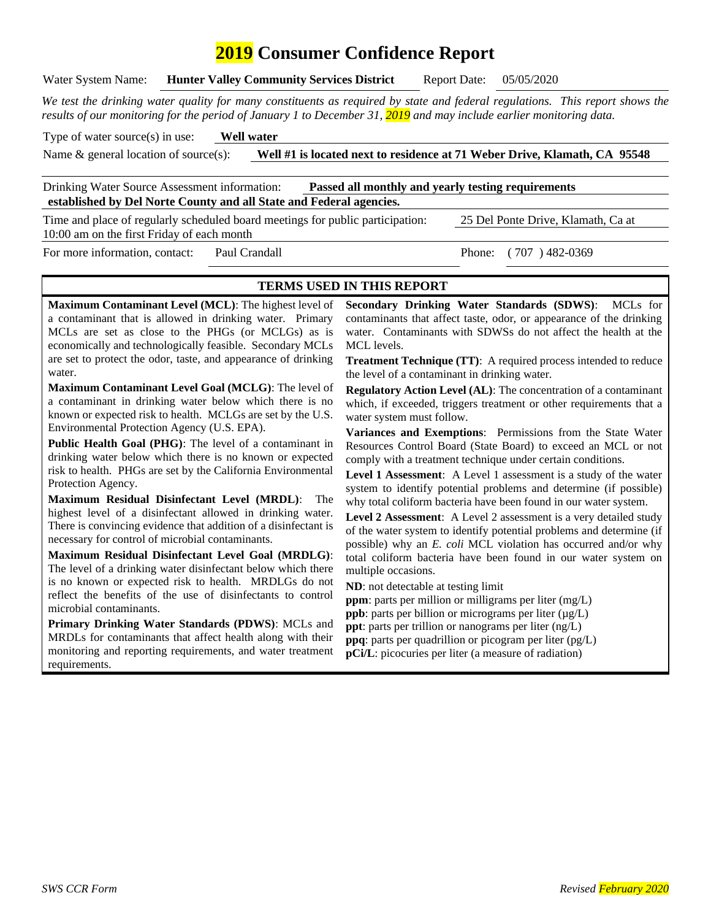# 2019 Consumer Confidence Report

Water System Name: **Hunter Valley Community Services District** Report Date: 05/05/2020

*We test the drinking water quality for many constituents as required by state and federal regulations. This report shows the results of our monitoring for the period of January 1 to December 31, 2019 and may include earlier monitoring data.*

Type of water source(s) in use: **Well water**

Name & general location of source(s): **Well #1 is located next to residence at 71 Weber Drive, Klamath, CA 95548**

Drinking Water Source Assessment information: **Passed all monthly and yearly testing requirements established by Del Norte County and all State and Federal agencies.**

Time and place of regularly scheduled board meetings for public participation: 25 Del Ponte Drive, Klamath, Ca at 10:00 am on the first Friday of each month

For more information, contact: Paul Crandall Phone: ( 707 ) 482-0369

## TERMS USED IN THIS REPORT

**Maximum Contaminant Level (MCL)**: The highest level of a contaminant that is allowed in drinking water. Primary MCLs are set as close to the PHGs (or MCLGs) as is economically and technologically feasible. Secondary MCLs are set to protect the odor, taste, and appearance of drinking water.

**Maximum Contaminant Level Goal (MCLG)**: The level of a contaminant in drinking water below which there is no known or expected risk to health. MCLGs are set by the U.S. Environmental Protection Agency (U.S. EPA).

**Public Health Goal (PHG)**: The level of a contaminant in drinking water below which there is no known or expected risk to health. PHGs are set by the California Environmental Protection Agency.

**Maximum Residual Disinfectant Level (MRDL)**: The highest level of a disinfectant allowed in drinking water. There is convincing evidence that addition of a disinfectant is necessary for control of microbial contaminants.

**Maximum Residual Disinfectant Level Goal (MRDLG)**: The level of a drinking water disinfectant below which there is no known or expected risk to health. MRDLGs do not reflect the benefits of the use of disinfectants to control microbial contaminants.

**Primary Drinking Water Standards (PDWS)**: MCLs and MRDLs for contaminants that affect health along with their monitoring and reporting requirements, and water treatment requirements.

**Secondary Drinking Water Standards (SDWS)**: MCLs for contaminants that affect taste, odor, or appearance of the drinking water. Contaminants with SDWSs do not affect the health at the MCL levels.

**Treatment Technique (TT)**: A required process intended to reduce the level of a contaminant in drinking water.

**Regulatory Action Level (AL)**: The concentration of a contaminant which, if exceeded, triggers treatment or other requirements that a water system must follow.

**Variances and Exemptions**: Permissions from the State Water Resources Control Board (State Board) to exceed an MCL or not comply with a treatment technique under certain conditions.

**Level 1 Assessment**: A Level 1 assessment is a study of the water system to identify potential problems and determine (if possible) why total coliform bacteria have been found in our water system.

**Level 2 Assessment**: A Level 2 assessment is a very detailed study of the water system to identify potential problems and determine (if possible) why an *E. coli* MCL violation has occurred and/or why total coliform bacteria have been found in our water system on multiple occasions.

**ND**: not detectable at testing limit

**ppm**: parts per million or milligrams per liter (mg/L)

**ppb**: parts per billion or micrograms per liter (µg/L)

**ppt**: parts per trillion or nanograms per liter (ng/L)

**ppq**: parts per quadrillion or picogram per liter (pg/L)

**pCi/L**: picocuries per liter (a measure of radiation)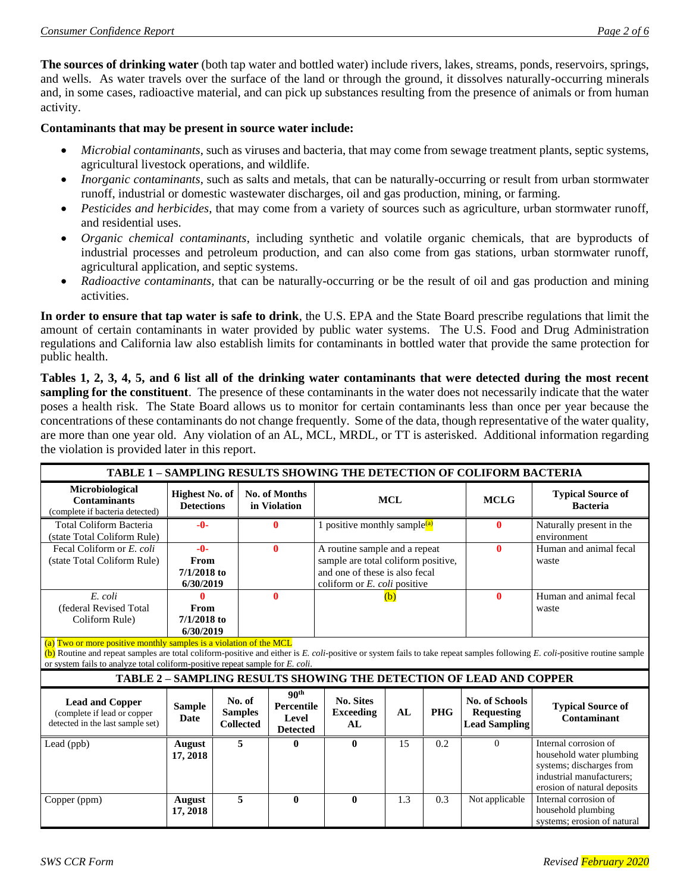**The sources of drinking water** (both tap water and bottled water) include rivers, lakes, streams, ponds, reservoirs, springs, and wells. As water travels over the surface of the land or through the ground, it dissolves naturally-occurring minerals and, in some cases, radioactive material, and can pick up substances resulting from the presence of animals or from human activity.

**Contaminants that may be present in source water include:**

- *Microbial contaminants*, such as viruses and bacteria, that may come from sewage treatment plants, septic systems, agricultural livestock operations, and wildlife.
- *Inorganic contaminants*, such as salts and metals, that can be naturally-occurring or result from urban stormwater runoff, industrial or domestic wastewater discharges, oil and gas production, mining, or farming.
- *Pesticides and herbicides*, that may come from a variety of sources such as agriculture, urban stormwater runoff, and residential uses.
- *Organic chemical contaminants*, including synthetic and volatile organic chemicals, that are byproducts of industrial processes and petroleum production, and can also come from gas stations, urban stormwater runoff, agricultural application, and septic systems.
- *Radioactive contaminants*, that can be naturally-occurring or be the result of oil and gas production and mining activities.

**In order to ensure that tap water is safe to drink**, the U.S. EPA and the State Board prescribe regulations that limit the amount of certain contaminants in water provided by public water systems. The U.S. Food and Drug Administration regulations and California law also establish limits for contaminants in bottled water that provide the same protection for public health.

**Tables 1, 2, 3, 4, 5, and 6 list all of the drinking water contaminants that were detected during the most recent sampling for the constituent**. The presence of these contaminants in the water does not necessarily indicate that the water poses a health risk. The State Board allows us to monitor for certain contaminants less than once per year because the concentrations of these contaminants do not change frequently. Some of the data, though representative of the water quality, are more than one year old. Any violation of an AL, MCL, MRDL, or TT is asterisked. Additional information regarding the violation is provided later in this report.

**TABLE 1 – SAMPLING RESULTS SHOWING THE DETECTION OF COLIFORM BACTERIA**

| **Microbiological Contaminants** (complete if bacteria detected) | **Highest No. of Detections** | **No. of Months in Violation** | **MCL** | **MCLG** | **Typical Source of Bacteria** |
|---|---|---|---|---|---|
| Total Coliform Bacteria (state Total Coliform Rule) | -0- | 0 | 1 positive monthly sample(a) | 0 | Naturally present in the environment |
| Fecal Coliform or *E. coli* (state Total Coliform Rule) | -0- From 7/1/2018 to 6/30/2019 | 0 | A routine sample and a repeat sample are total coliform positive, and one of these is also fecal coliform or *E. coli* positive | 0 | Human and animal fecal waste |
| *E. coli* (federal Revised Total Coliform Rule) | 0 From 7/1/2018 to 6/30/2019 | 0 | (b) | 0 | Human and animal fecal waste |

(a) Two or more positive monthly samples is a violation of the MCL
(b) Routine and repeat samples are total coliform-positive and either is *E. coli*-positive or system fails to take repeat samples following *E. coli*-positive routine sample or system fails to analyze total coliform-positive repeat sample for *E. coli*.

**TABLE 2 – SAMPLING RESULTS SHOWING THE DETECTION OF LEAD AND COPPER**

| **Lead and Copper** (complete if lead or copper detected in the last sample set) | **Sample Date** | **No. of Samples Collected** | **90th Percentile Level Detected** | **No. Sites Exceeding AL** | **AL** | **PHG** | **No. of Schools Requesting Lead Sampling** | **Typical Source of Contaminant** |
|---|---|---|---|---|---|---|---|---|
| Lead (ppb) | August 17, 2018 | 5 | 0 | 0 | 15 | 0.2 | 0 | Internal corrosion of household water plumbing systems; discharges from industrial manufacturers; erosion of natural deposits |
| Copper (ppm) | August 17, 2018 | 5 | 0 | 0 | 1.3 | 0.3 | Not applicable | Internal corrosion of household plumbing systems; erosion of natural |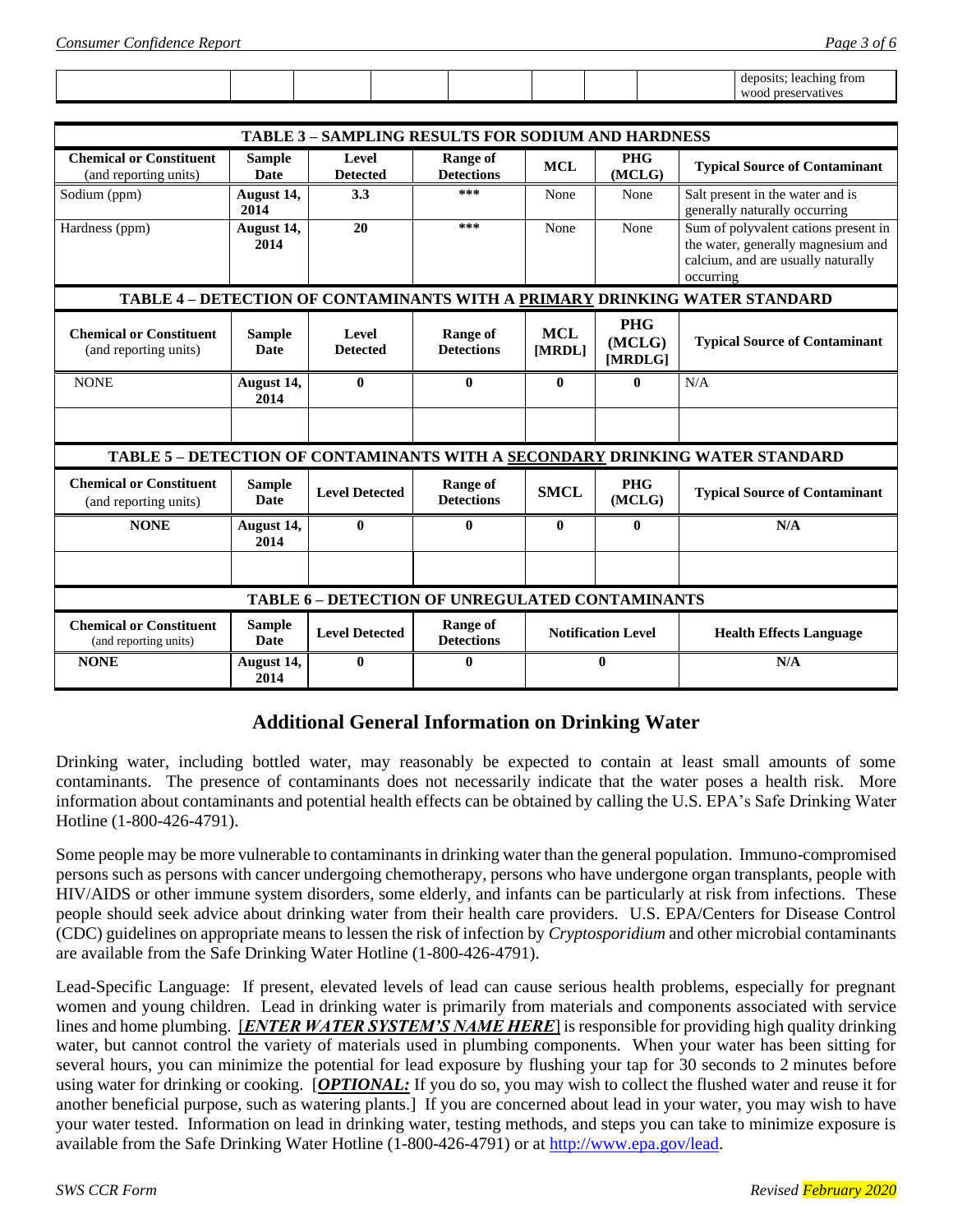| | | | | | | | | deposits; leaching from wood preservatives |
|---|---|---|---|---|---|---|---|---|

| TABLE 3 – SAMPLING RESULTS FOR SODIUM AND HARDNESS | | | | | | |
|---|---|---|---|---|---|---|
| **Chemical or Constituent** (and reporting units) | **Sample Date** | **Level Detected** | **Range of Detections** | **MCL** | **PHG (MCLG)** | **Typical Source of Contaminant** |
| Sodium (ppm) | **August 14, 2014** | **3.3** | *** | None | None | Salt present in the water and is generally naturally occurring |
| Hardness (ppm) | **August 14, 2014** | **20** | *** | None | None | Sum of polyvalent cations present in the water, generally magnesium and calcium, and are usually naturally occurring |

| TABLE 4 – DETECTION OF CONTAMINANTS WITH A PRIMARY DRINKING WATER STANDARD | | | | | | |
|---|---|---|---|---|---|---|
| **Chemical or Constituent** (and reporting units) | **Sample Date** | **Level Detected** | **Range of Detections** | **MCL [MRDL]** | **PHG (MCLG) [MRDLG]** | **Typical Source of Contaminant** |
| NONE | **August 14, 2014** | **0** | **0** | **0** | **0** | N/A |
| | | | | | | |

| TABLE 5 – DETECTION OF CONTAMINANTS WITH A SECONDARY DRINKING WATER STANDARD | | | | | | |
|---|---|---|---|---|---|---|
| **Chemical or Constituent** (and reporting units) | **Sample Date** | **Level Detected** | **Range of Detections** | **SMCL** | **PHG (MCLG)** | **Typical Source of Contaminant** |
| **NONE** | **August 14, 2014** | **0** | **0** | **0** | **0** | **N/A** |
| | | | | | | |

| TABLE 6 – DETECTION OF UNREGULATED CONTAMINANTS | | | | | |
|---|---|---|---|---|---|
| **Chemical or Constituent** (and reporting units) | **Sample Date** | **Level Detected** | **Range of Detections** | **Notification Level** | **Health Effects Language** |
| **NONE** | **August 14, 2014** | **0** | **0** | **0** | **N/A** |

## Additional General Information on Drinking Water

Drinking water, including bottled water, may reasonably be expected to contain at least small amounts of some contaminants. The presence of contaminants does not necessarily indicate that the water poses a health risk. More information about contaminants and potential health effects can be obtained by calling the U.S. EPA's Safe Drinking Water Hotline (1-800-426-4791).

Some people may be more vulnerable to contaminants in drinking water than the general population. Immuno-compromised persons such as persons with cancer undergoing chemotherapy, persons who have undergone organ transplants, people with HIV/AIDS or other immune system disorders, some elderly, and infants can be particularly at risk from infections. These people should seek advice about drinking water from their health care providers. U.S. EPA/Centers for Disease Control (CDC) guidelines on appropriate means to lessen the risk of infection by *Cryptosporidium* and other microbial contaminants are available from the Safe Drinking Water Hotline (1-800-426-4791).

Lead-Specific Language: If present, elevated levels of lead can cause serious health problems, especially for pregnant women and young children. Lead in drinking water is primarily from materials and components associated with service lines and home plumbing. [***ENTER WATER SYSTEM'S NAME HERE***] is responsible for providing high quality drinking water, but cannot control the variety of materials used in plumbing components. When your water has been sitting for several hours, you can minimize the potential for lead exposure by flushing your tap for 30 seconds to 2 minutes before using water for drinking or cooking. [***OPTIONAL:*** If you do so, you may wish to collect the flushed water and reuse it for another beneficial purpose, such as watering plants.] If you are concerned about lead in your water, you may wish to have your water tested. Information on lead in drinking water, testing methods, and steps you can take to minimize exposure is available from the Safe Drinking Water Hotline (1-800-426-4791) or at http://www.epa.gov/lead.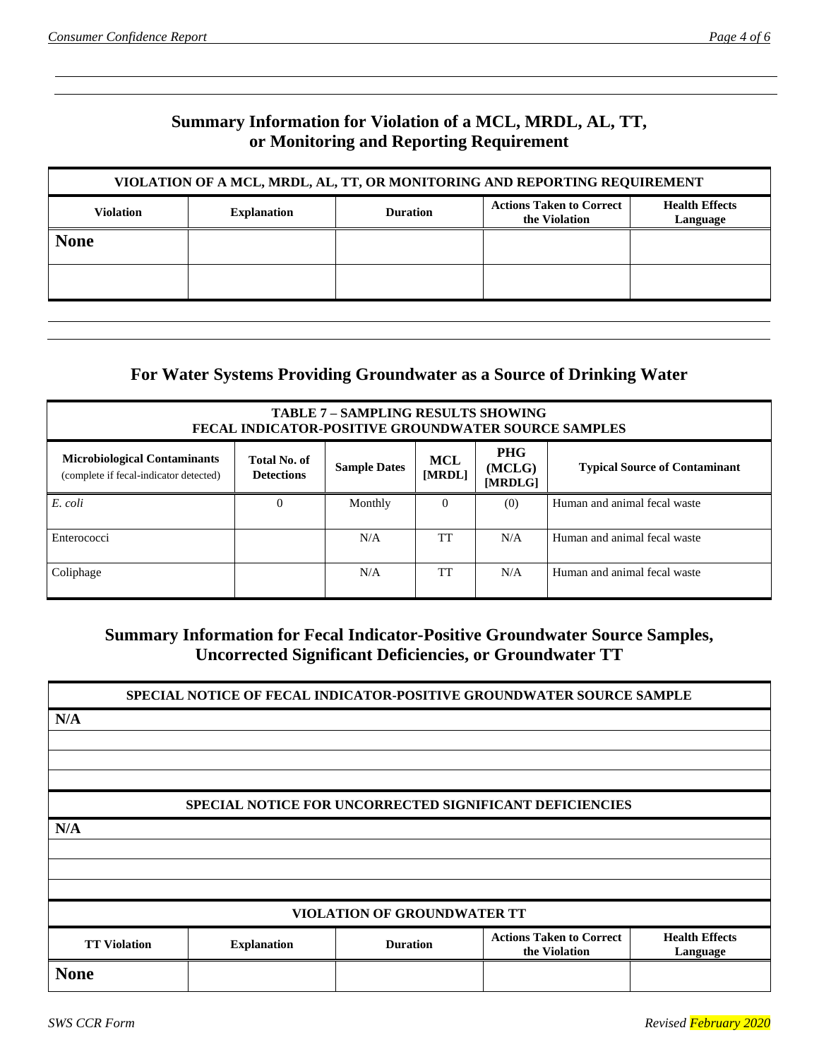## Summary Information for Violation of a MCL, MRDL, AL, TT, or Monitoring and Reporting Requirement

| VIOLATION OF A MCL, MRDL, AL, TT, OR MONITORING AND REPORTING REQUIREMENT | | | | |
|---|---|---|---|---|
| **Violation** | **Explanation** | **Duration** | **Actions Taken to Correct the Violation** | **Health Effects Language** |
| **None** | | | | |
| | | | | |

## For Water Systems Providing Groundwater as a Source of Drinking Water

| TABLE 7 – SAMPLING RESULTS SHOWING FECAL INDICATOR-POSITIVE GROUNDWATER SOURCE SAMPLES | | | | | |
|---|---|---|---|---|---|
| **Microbiological Contaminants** (complete if fecal-indicator detected) | **Total No. of Detections** | **Sample Dates** | **MCL [MRDL]** | **PHG (MCLG) [MRDLG]** | **Typical Source of Contaminant** |
| *E. coli* | 0 | Monthly | 0 | (0) | Human and animal fecal waste |
| Enterococci | | N/A | TT | N/A | Human and animal fecal waste |
| Coliphage | | N/A | TT | N/A | Human and animal fecal waste |

## Summary Information for Fecal Indicator-Positive Groundwater Source Samples, Uncorrected Significant Deficiencies, or Groundwater TT

**SPECIAL NOTICE OF FECAL INDICATOR-POSITIVE GROUNDWATER SOURCE SAMPLE**

**N/A**

**SPECIAL NOTICE FOR UNCORRECTED SIGNIFICANT DEFICIENCIES**

**N/A**

| VIOLATION OF GROUNDWATER TT | | | | |
|---|---|---|---|---|
| **TT Violation** | **Explanation** | **Duration** | **Actions Taken to Correct the Violation** | **Health Effects Language** |
| **None** | | | | |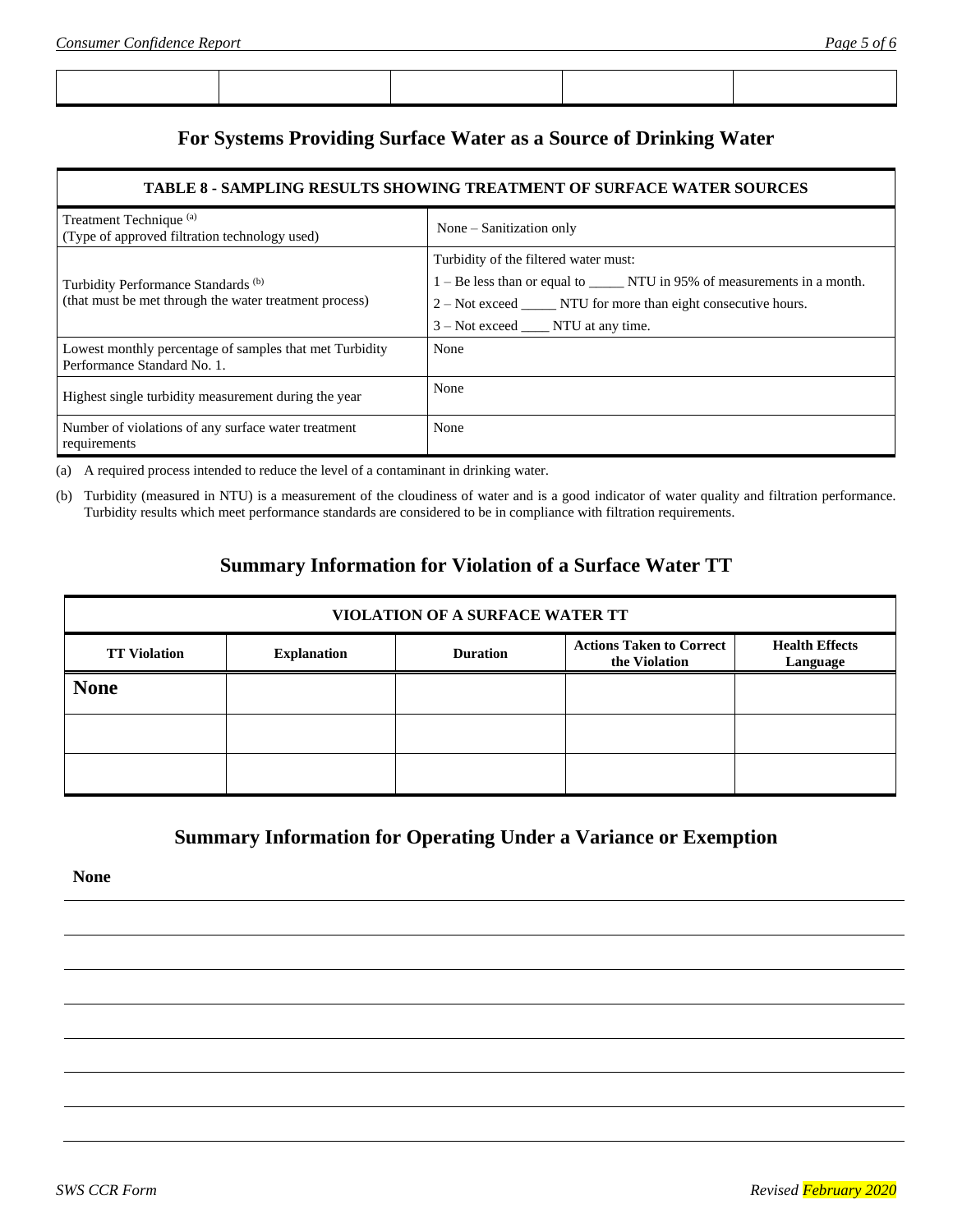| | | | | |
|---|---|---|---|---|
| | | | | |

## For Systems Providing Surface Water as a Source of Drinking Water

| TABLE 8 - SAMPLING RESULTS SHOWING TREATMENT OF SURFACE WATER SOURCES | |
|---|---|
| Treatment Technique [(a)] (Type of approved filtration technology used) | None – Sanitization only |
| Turbidity Performance Standards [(b)] (that must be met through the water treatment process) | Turbidity of the filtered water must:<br>1 – Be less than or equal to _____ NTU in 95% of measurements in a month.<br>2 – Not exceed _____ NTU for more than eight consecutive hours.<br>3 – Not exceed ____ NTU at any time. |
| Lowest monthly percentage of samples that met Turbidity Performance Standard No. 1. | None |
| Highest single turbidity measurement during the year | None |
| Number of violations of any surface water treatment requirements | None |

(a) A required process intended to reduce the level of a contaminant in drinking water.

(b) Turbidity (measured in NTU) is a measurement of the cloudiness of water and is a good indicator of water quality and filtration performance. Turbidity results which meet performance standards are considered to be in compliance with filtration requirements.

## Summary Information for Violation of a Surface Water TT

| VIOLATION OF A SURFACE WATER TT | | | | |
|---|---|---|---|---|
| **TT Violation** | **Explanation** | **Duration** | **Actions Taken to Correct the Violation** | **Health Effects Language** |
| **None** | | | | |
| | | | | |
| | | | | |

## Summary Information for Operating Under a Variance or Exemption

**None**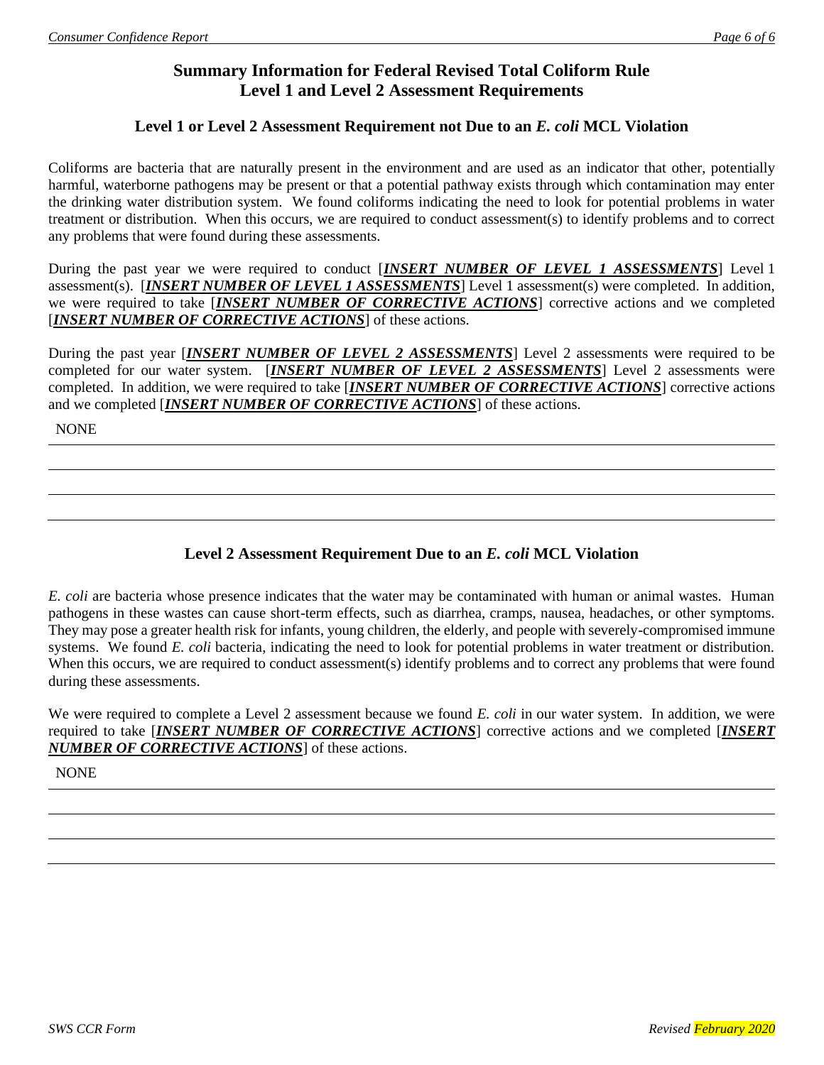## Summary Information for Federal Revised Total Coliform Rule Level 1 and Level 2 Assessment Requirements

### Level 1 or Level 2 Assessment Requirement not Due to an *E. coli* MCL Violation

Coliforms are bacteria that are naturally present in the environment and are used as an indicator that other, potentially harmful, waterborne pathogens may be present or that a potential pathway exists through which contamination may enter the drinking water distribution system. We found coliforms indicating the need to look for potential problems in water treatment or distribution. When this occurs, we are required to conduct assessment(s) to identify problems and to correct any problems that were found during these assessments.

During the past year we were required to conduct [***INSERT NUMBER OF LEVEL 1 ASSESSMENTS***] Level 1 assessment(s). [***INSERT NUMBER OF LEVEL 1 ASSESSMENTS***] Level 1 assessment(s) were completed. In addition, we were required to take [***INSERT NUMBER OF CORRECTIVE ACTIONS***] corrective actions and we completed [***INSERT NUMBER OF CORRECTIVE ACTIONS***] of these actions.

During the past year [***INSERT NUMBER OF LEVEL 2 ASSESSMENTS***] Level 2 assessments were required to be completed for our water system. [***INSERT NUMBER OF LEVEL 2 ASSESSMENTS***] Level 2 assessments were completed. In addition, we were required to take [***INSERT NUMBER OF CORRECTIVE ACTIONS***] corrective actions and we completed [***INSERT NUMBER OF CORRECTIVE ACTIONS***] of these actions.

NONE

### Level 2 Assessment Requirement Due to an *E. coli* MCL Violation

*E. coli* are bacteria whose presence indicates that the water may be contaminated with human or animal wastes. Human pathogens in these wastes can cause short-term effects, such as diarrhea, cramps, nausea, headaches, or other symptoms. They may pose a greater health risk for infants, young children, the elderly, and people with severely-compromised immune systems. We found *E. coli* bacteria, indicating the need to look for potential problems in water treatment or distribution. When this occurs, we are required to conduct assessment(s) identify problems and to correct any problems that were found during these assessments.

We were required to complete a Level 2 assessment because we found *E. coli* in our water system. In addition, we were required to take [***INSERT NUMBER OF CORRECTIVE ACTIONS***] corrective actions and we completed [***INSERT NUMBER OF CORRECTIVE ACTIONS***] of these actions.

NONE